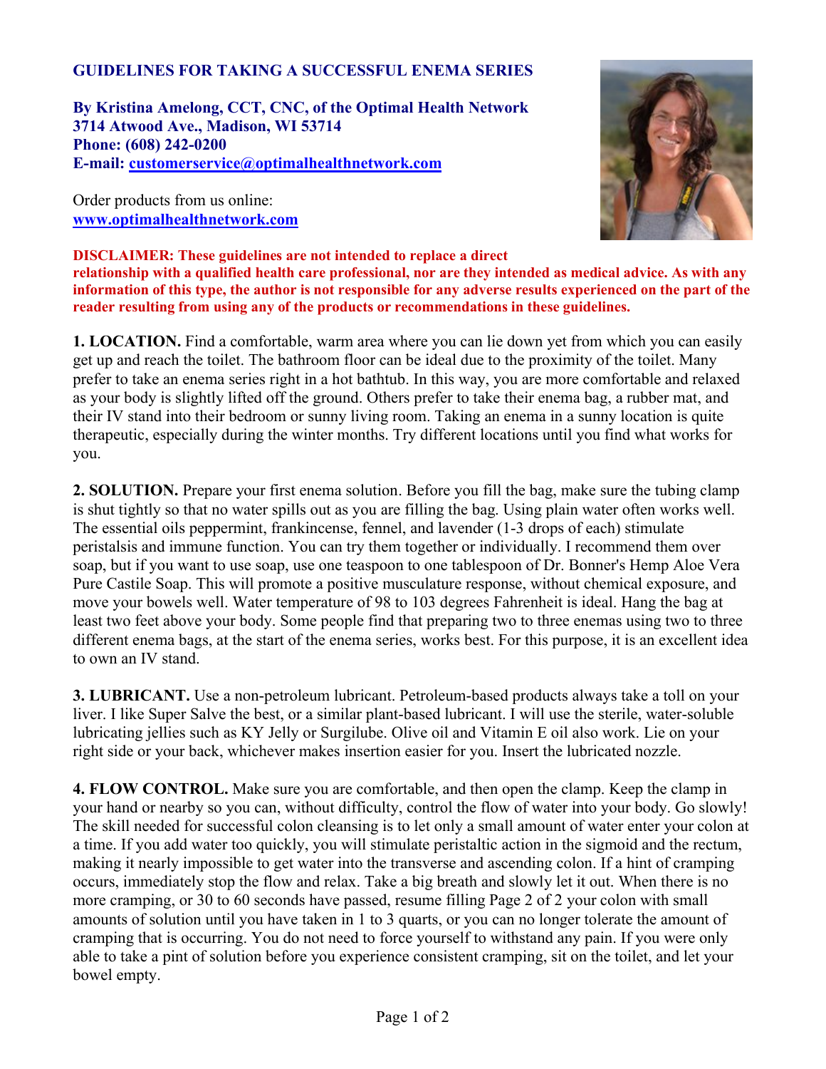# GUIDELINES FOR TAKING A SUCCESSFUL ENEMA SERIES

**By Kristina Amelong, CCT, CNC, of the Optimal Health Network**
**3714 Atwood Ave., Madison, WI 53714**
**Phone: (608) 242-0200**
**E-mail: customerservice@optimalhealthnetwork.com**

Order products from us online:
**www.optimalhealthnetwork.com**

**DISCLAIMER: These guidelines are not intended to replace a direct relationship with a qualified health care professional, nor are they intended as medical advice. As with any information of this type, the author is not responsible for any adverse results experienced on the part of the reader resulting from using any of the products or recommendations in these guidelines.**

**1. LOCATION.** Find a comfortable, warm area where you can lie down yet from which you can easily get up and reach the toilet. The bathroom floor can be ideal due to the proximity of the toilet. Many prefer to take an enema series right in a hot bathtub. In this way, you are more comfortable and relaxed as your body is slightly lifted off the ground. Others prefer to take their enema bag, a rubber mat, and their IV stand into their bedroom or sunny living room. Taking an enema in a sunny location is quite therapeutic, especially during the winter months. Try different locations until you find what works for you.

**2. SOLUTION.** Prepare your first enema solution. Before you fill the bag, make sure the tubing clamp is shut tightly so that no water spills out as you are filling the bag. Using plain water often works well. The essential oils peppermint, frankincense, fennel, and lavender (1-3 drops of each) stimulate peristalsis and immune function. You can try them together or individually. I recommend them over soap, but if you want to use soap, use one teaspoon to one tablespoon of Dr. Bonner's Hemp Aloe Vera Pure Castile Soap. This will promote a positive musculature response, without chemical exposure, and move your bowels well. Water temperature of 98 to 103 degrees Fahrenheit is ideal. Hang the bag at least two feet above your body. Some people find that preparing two to three enemas using two to three different enema bags, at the start of the enema series, works best. For this purpose, it is an excellent idea to own an IV stand.

**3. LUBRICANT.** Use a non-petroleum lubricant. Petroleum-based products always take a toll on your liver. I like Super Salve the best, or a similar plant-based lubricant. I will use the sterile, water-soluble lubricating jellies such as KY Jelly or Surgilube. Olive oil and Vitamin E oil also work. Lie on your right side or your back, whichever makes insertion easier for you. Insert the lubricated nozzle.

**4. FLOW CONTROL.** Make sure you are comfortable, and then open the clamp. Keep the clamp in your hand or nearby so you can, without difficulty, control the flow of water into your body. Go slowly! The skill needed for successful colon cleansing is to let only a small amount of water enter your colon at a time. If you add water too quickly, you will stimulate peristaltic action in the sigmoid and the rectum, making it nearly impossible to get water into the transverse and ascending colon. If a hint of cramping occurs, immediately stop the flow and relax. Take a big breath and slowly let it out. When there is no more cramping, or 30 to 60 seconds have passed, resume filling Page 2 of 2 your colon with small amounts of solution until you have taken in 1 to 3 quarts, or you can no longer tolerate the amount of cramping that is occurring. You do not need to force yourself to withstand any pain. If you were only able to take a pint of solution before you experience consistent cramping, sit on the toilet, and let your bowel empty.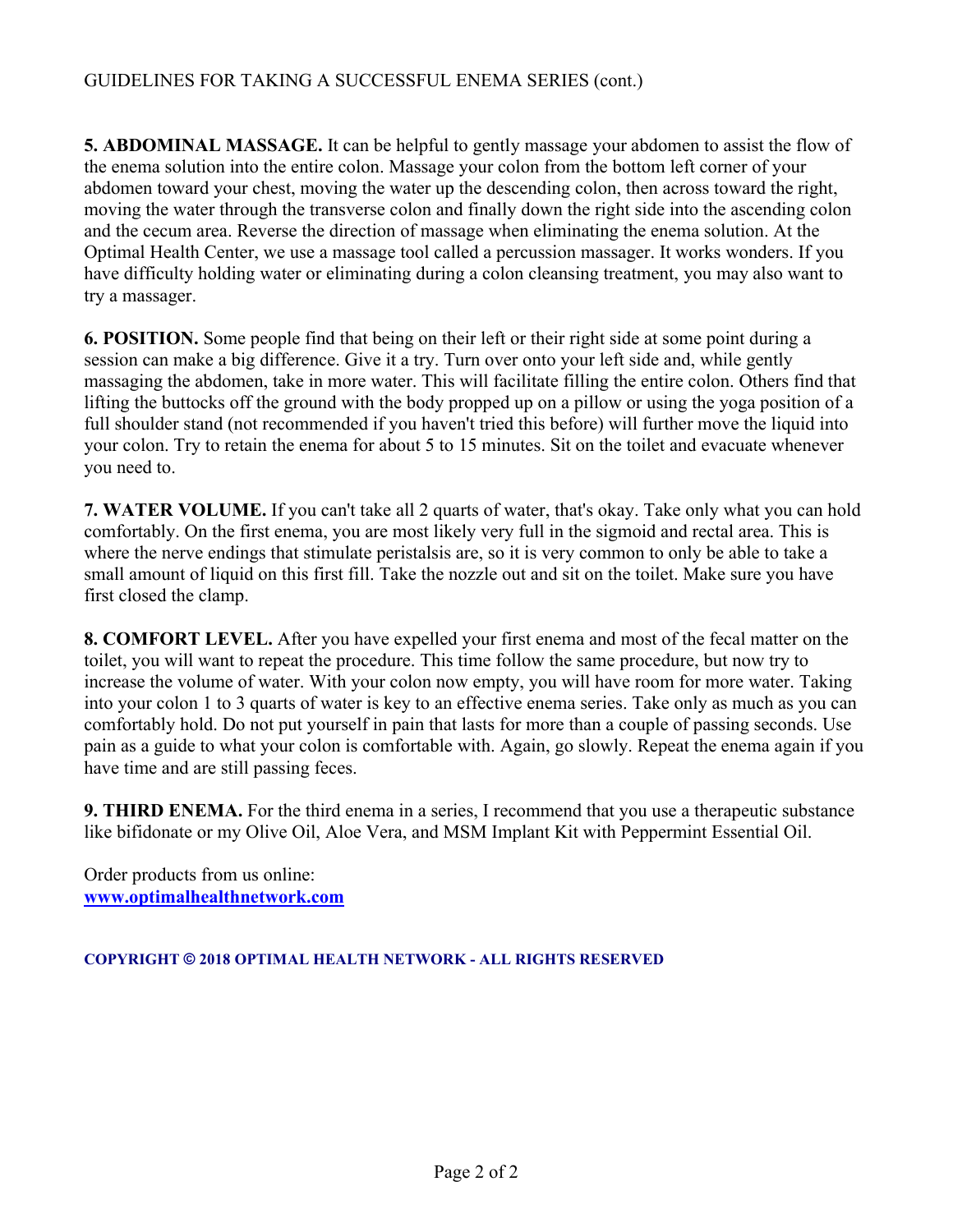GUIDELINES FOR TAKING A SUCCESSFUL ENEMA SERIES (cont.)

**5. ABDOMINAL MASSAGE.** It can be helpful to gently massage your abdomen to assist the flow of the enema solution into the entire colon. Massage your colon from the bottom left corner of your abdomen toward your chest, moving the water up the descending colon, then across toward the right, moving the water through the transverse colon and finally down the right side into the ascending colon and the cecum area. Reverse the direction of massage when eliminating the enema solution. At the Optimal Health Center, we use a massage tool called a percussion massager. It works wonders. If you have difficulty holding water or eliminating during a colon cleansing treatment, you may also want to try a massager.

**6. POSITION.** Some people find that being on their left or their right side at some point during a session can make a big difference. Give it a try. Turn over onto your left side and, while gently massaging the abdomen, take in more water. This will facilitate filling the entire colon. Others find that lifting the buttocks off the ground with the body propped up on a pillow or using the yoga position of a full shoulder stand (not recommended if you haven't tried this before) will further move the liquid into your colon. Try to retain the enema for about 5 to 15 minutes. Sit on the toilet and evacuate whenever you need to.

**7. WATER VOLUME.** If you can't take all 2 quarts of water, that's okay. Take only what you can hold comfortably. On the first enema, you are most likely very full in the sigmoid and rectal area. This is where the nerve endings that stimulate peristalsis are, so it is very common to only be able to take a small amount of liquid on this first fill. Take the nozzle out and sit on the toilet. Make sure you have first closed the clamp.

**8. COMFORT LEVEL.** After you have expelled your first enema and most of the fecal matter on the toilet, you will want to repeat the procedure. This time follow the same procedure, but now try to increase the volume of water. With your colon now empty, you will have room for more water. Taking into your colon 1 to 3 quarts of water is key to an effective enema series. Take only as much as you can comfortably hold. Do not put yourself in pain that lasts for more than a couple of passing seconds. Use pain as a guide to what your colon is comfortable with. Again, go slowly. Repeat the enema again if you have time and are still passing feces.

**9. THIRD ENEMA.** For the third enema in a series, I recommend that you use a therapeutic substance like bifidonate or my Olive Oil, Aloe Vera, and MSM Implant Kit with Peppermint Essential Oil.

Order products from us online:
**www.optimalhealthnetwork.com**

**COPYRIGHT © 2018 OPTIMAL HEALTH NETWORK - ALL RIGHTS RESERVED**